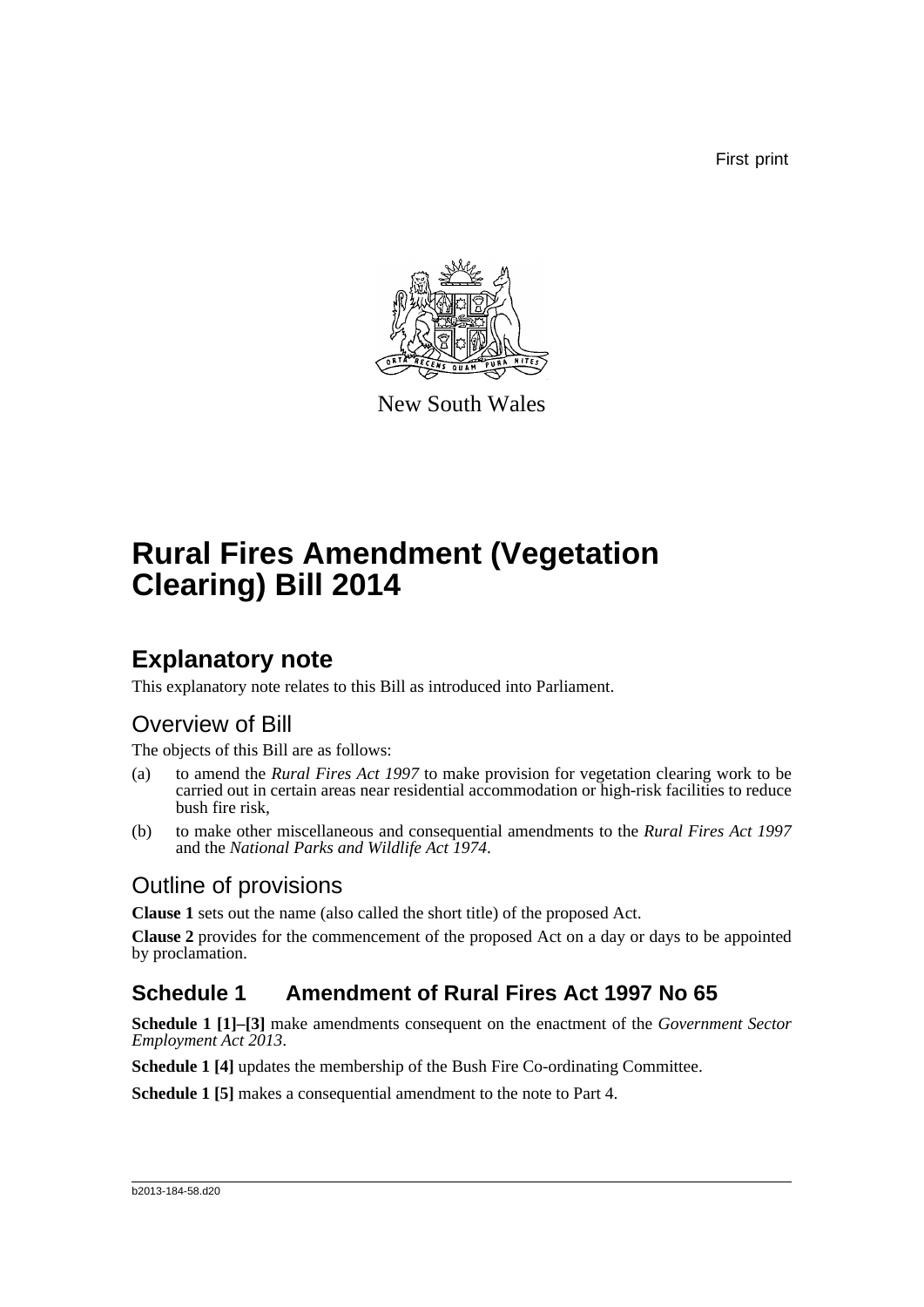First print

New South Wales

# Rural Fires Amendment (Vegetation Clearing) Bill 2014

## Explanatory note

This explanatory note relates to this Bill as introduced into Parliament.

### Overview of Bill

The objects of this Bill are as follows:

(a) to amend the *Rural Fires Act 1997* to make provision for vegetation clearing work to be carried out in certain areas near residential accommodation or high-risk facilities to reduce bush fire risk,

(b) to make other miscellaneous and consequential amendments to the *Rural Fires Act 1997* and the *National Parks and Wildlife Act 1974*.

### Outline of provisions

**Clause 1** sets out the name (also called the short title) of the proposed Act.

**Clause 2** provides for the commencement of the proposed Act on a day or days to be appointed by proclamation.

### Schedule 1 Amendment of Rural Fires Act 1997 No 65

**Schedule 1 [1]–[3]** make amendments consequent on the enactment of the *Government Sector Employment Act 2013*.

**Schedule 1 [4]** updates the membership of the Bush Fire Co-ordinating Committee.

**Schedule 1 [5]** makes a consequential amendment to the note to Part 4.

b2013-184-58.d20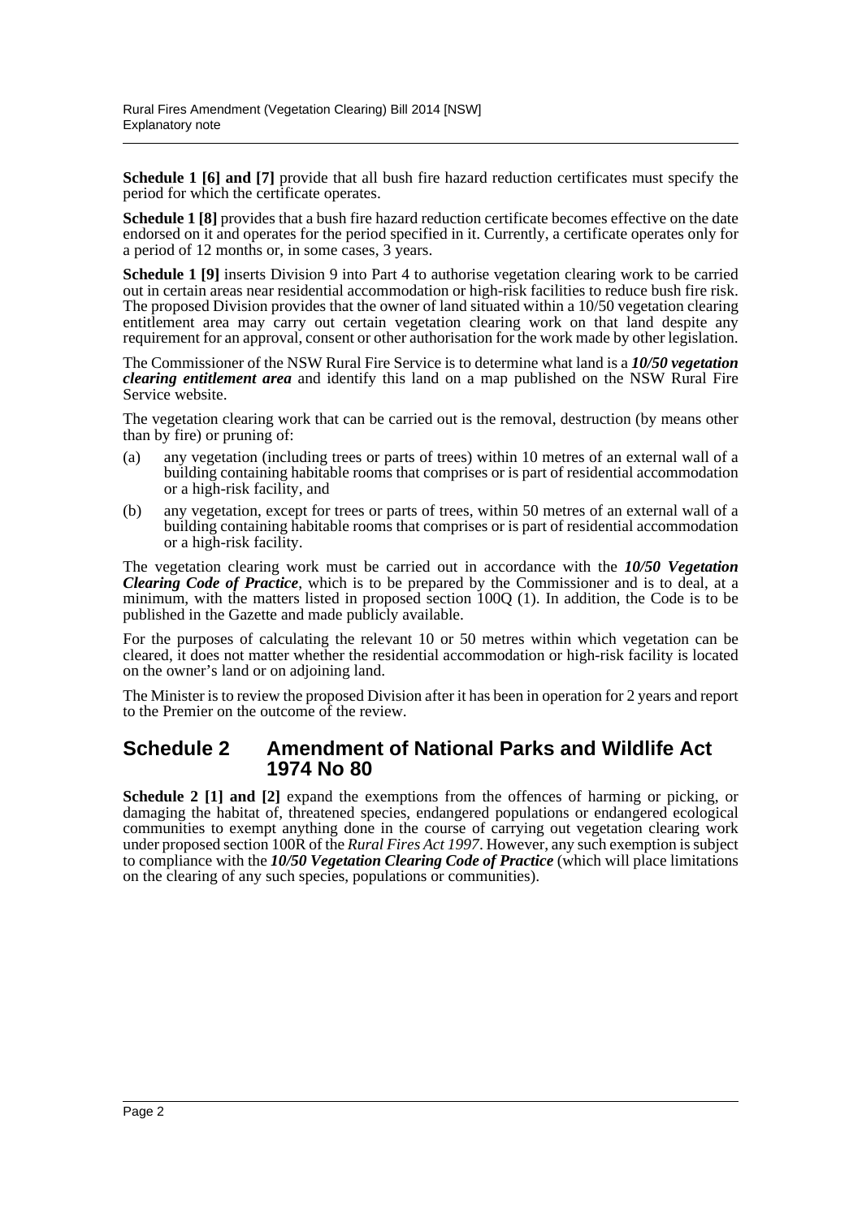**Schedule 1 [6] and [7]** provide that all bush fire hazard reduction certificates must specify the period for which the certificate operates.

**Schedule 1 [8]** provides that a bush fire hazard reduction certificate becomes effective on the date endorsed on it and operates for the period specified in it. Currently, a certificate operates only for a period of 12 months or, in some cases, 3 years.

**Schedule 1 [9]** inserts Division 9 into Part 4 to authorise vegetation clearing work to be carried out in certain areas near residential accommodation or high-risk facilities to reduce bush fire risk. The proposed Division provides that the owner of land situated within a 10/50 vegetation clearing entitlement area may carry out certain vegetation clearing work on that land despite any requirement for an approval, consent or other authorisation for the work made by other legislation.

The Commissioner of the NSW Rural Fire Service is to determine what land is a ***10/50 vegetation clearing entitlement area*** and identify this land on a map published on the NSW Rural Fire Service website.

The vegetation clearing work that can be carried out is the removal, destruction (by means other than by fire) or pruning of:

(a) any vegetation (including trees or parts of trees) within 10 metres of an external wall of a building containing habitable rooms that comprises or is part of residential accommodation or a high-risk facility, and

(b) any vegetation, except for trees or parts of trees, within 50 metres of an external wall of a building containing habitable rooms that comprises or is part of residential accommodation or a high-risk facility.

The vegetation clearing work must be carried out in accordance with the ***10/50 Vegetation Clearing Code of Practice***, which is to be prepared by the Commissioner and is to deal, at a minimum, with the matters listed in proposed section 100Q (1). In addition, the Code is to be published in the Gazette and made publicly available.

For the purposes of calculating the relevant 10 or 50 metres within which vegetation can be cleared, it does not matter whether the residential accommodation or high-risk facility is located on the owner's land or on adjoining land.

The Minister is to review the proposed Division after it has been in operation for 2 years and report to the Premier on the outcome of the review.

## Schedule 2 Amendment of National Parks and Wildlife Act 1974 No 80

**Schedule 2 [1] and [2]** expand the exemptions from the offences of harming or picking, or damaging the habitat of, threatened species, endangered populations or endangered ecological communities to exempt anything done in the course of carrying out vegetation clearing work under proposed section 100R of the *Rural Fires Act 1997*. However, any such exemption is subject to compliance with the ***10/50 Vegetation Clearing Code of Practice*** (which will place limitations on the clearing of any such species, populations or communities).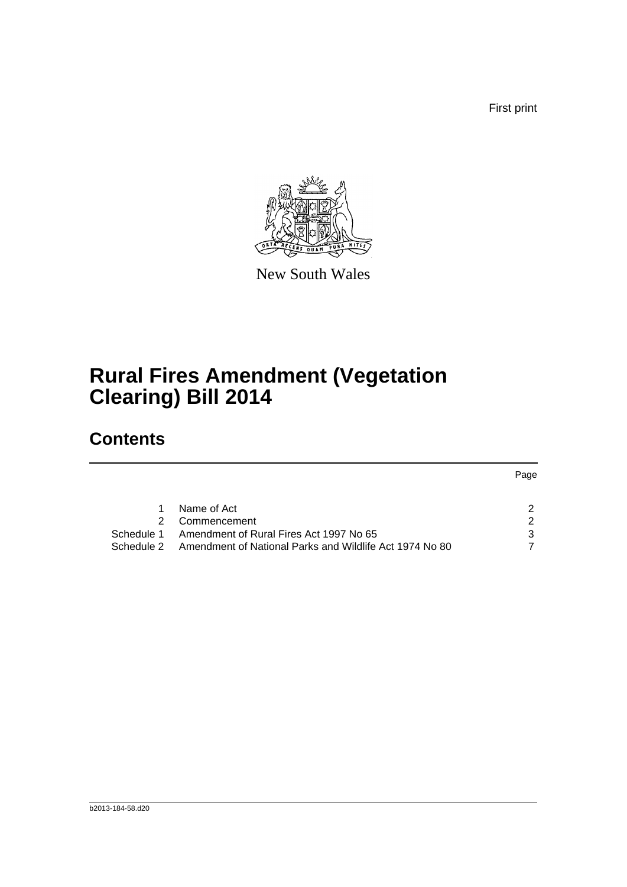First print

New South Wales

# Rural Fires Amendment (Vegetation Clearing) Bill 2014

## Contents

| | | Page |
|---|---|---|
| 1 | Name of Act | 2 |
| 2 | Commencement | 2 |
| Schedule 1 | Amendment of Rural Fires Act 1997 No 65 | 3 |
| Schedule 2 | Amendment of National Parks and Wildlife Act 1974 No 80 | 7 |

b2013-184-58.d20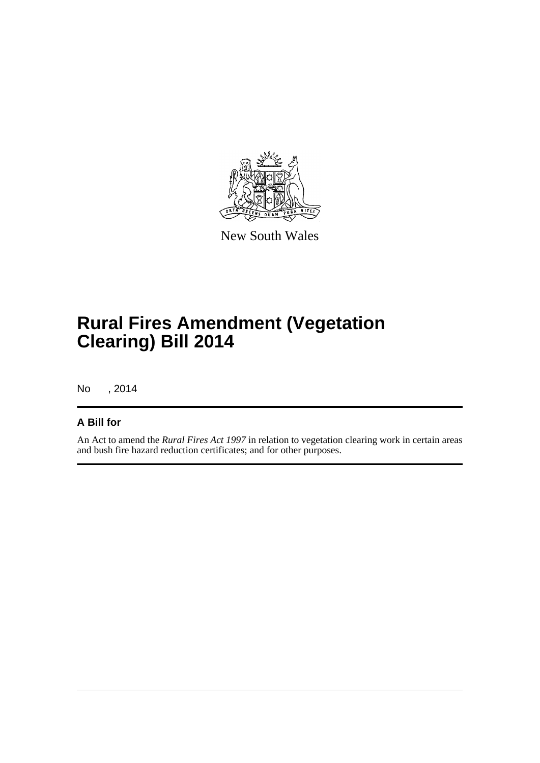New South Wales

# Rural Fires Amendment (Vegetation Clearing) Bill 2014

No , 2014

## A Bill for

An Act to amend the *Rural Fires Act 1997* in relation to vegetation clearing work in certain areas and bush fire hazard reduction certificates; and for other purposes.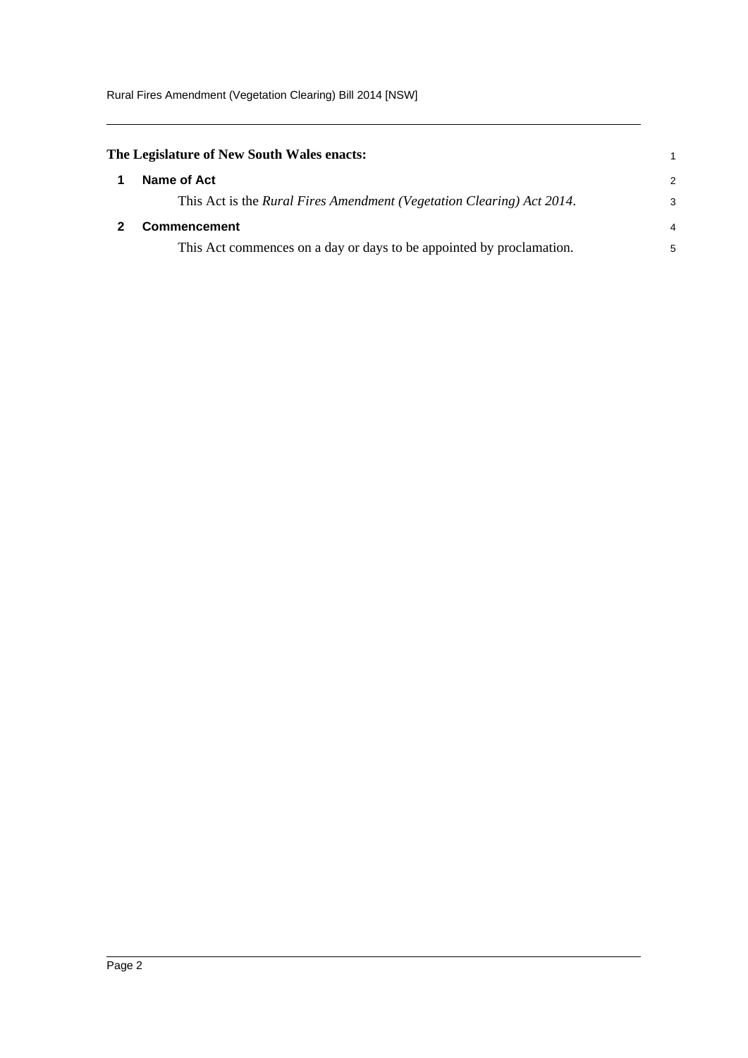**The Legislature of New South Wales enacts:**

## 1 Name of Act

This Act is the *Rural Fires Amendment (Vegetation Clearing) Act 2014*.

## 2 Commencement

This Act commences on a day or days to be appointed by proclamation.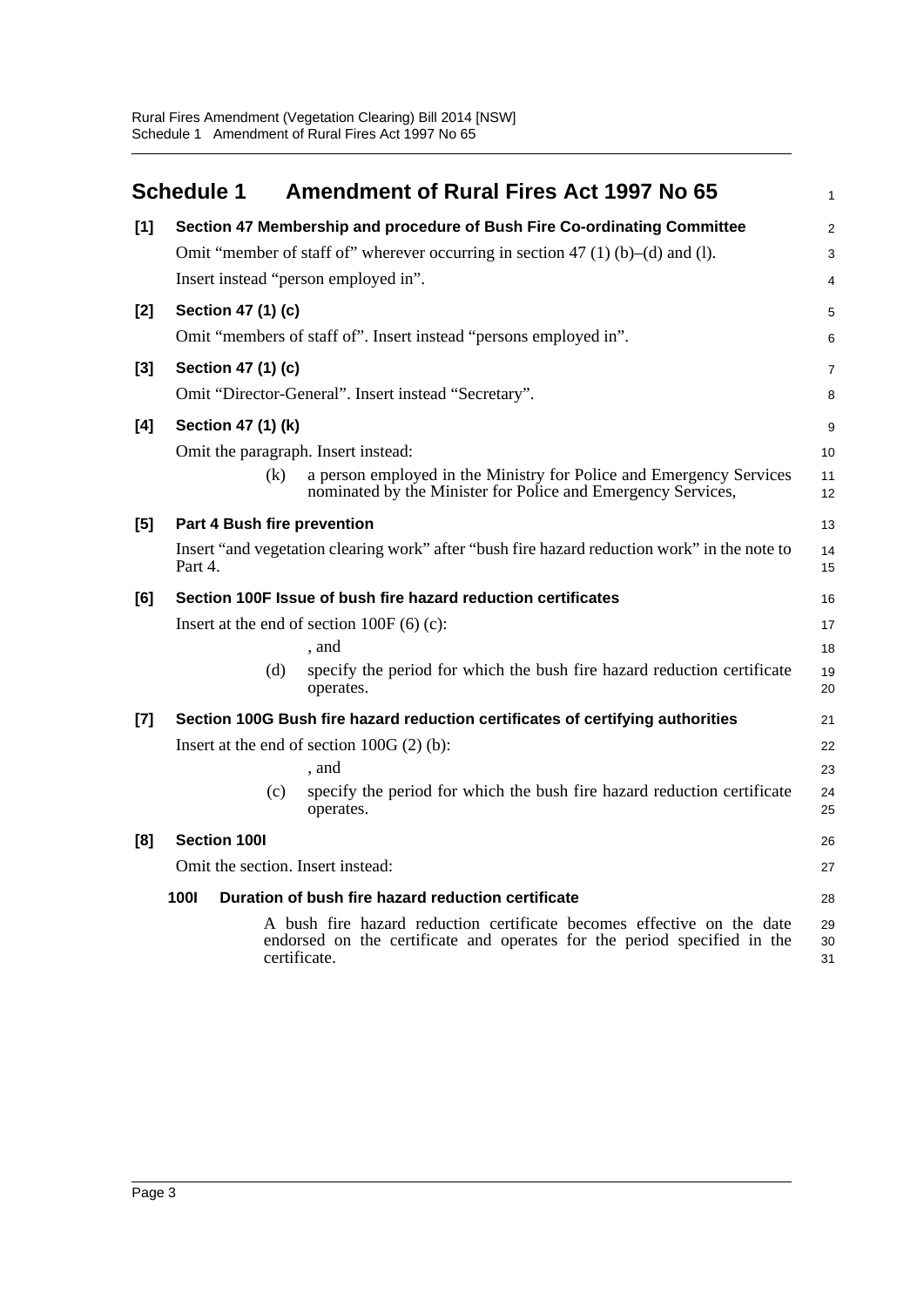## Schedule 1 Amendment of Rural Fires Act 1997 No 65

**[1] Section 47 Membership and procedure of Bush Fire Co-ordinating Committee**

Omit "member of staff of" wherever occurring in section 47 (1) (b)–(d) and (l).

Insert instead "person employed in".

**[2] Section 47 (1) (c)**

Omit "members of staff of". Insert instead "persons employed in".

**[3] Section 47 (1) (c)**

Omit "Director-General". Insert instead "Secretary".

**[4] Section 47 (1) (k)**

Omit the paragraph. Insert instead:

> (k) a person employed in the Ministry for Police and Emergency Services nominated by the Minister for Police and Emergency Services,

**[5] Part 4 Bush fire prevention**

Insert "and vegetation clearing work" after "bush fire hazard reduction work" in the note to Part 4.

**[6] Section 100F Issue of bush fire hazard reduction certificates**

Insert at the end of section 100F (6) (c):

> , and
>
> (d) specify the period for which the bush fire hazard reduction certificate operates.

**[7] Section 100G Bush fire hazard reduction certificates of certifying authorities**

Insert at the end of section 100G (2) (b):

> , and
>
> (c) specify the period for which the bush fire hazard reduction certificate operates.

**[8] Section 100I**

Omit the section. Insert instead:

> **100I Duration of bush fire hazard reduction certificate**
>
> A bush fire hazard reduction certificate becomes effective on the date endorsed on the certificate and operates for the period specified in the certificate.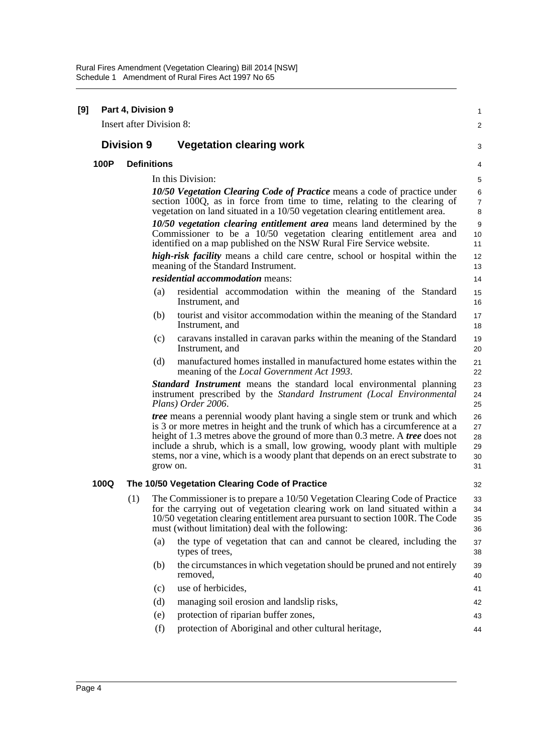**[9] Part 4, Division 9**

Insert after Division 8:

## Division 9 Vegetation clearing work

### 100P Definitions

In this Division:

***10/50 Vegetation Clearing Code of Practice*** means a code of practice under section 100Q, as in force from time to time, relating to the clearing of vegetation on land situated in a 10/50 vegetation clearing entitlement area.

***10/50 vegetation clearing entitlement area*** means land determined by the Commissioner to be a 10/50 vegetation clearing entitlement area and identified on a map published on the NSW Rural Fire Service website.

***high-risk facility*** means a child care centre, school or hospital within the meaning of the Standard Instrument.

***residential accommodation*** means:

(a) residential accommodation within the meaning of the Standard Instrument, and

(b) tourist and visitor accommodation within the meaning of the Standard Instrument, and

(c) caravans installed in caravan parks within the meaning of the Standard Instrument, and

(d) manufactured homes installed in manufactured home estates within the meaning of the *Local Government Act 1993*.

***Standard Instrument*** means the standard local environmental planning instrument prescribed by the *Standard Instrument (Local Environmental Plans) Order 2006*.

***tree*** means a perennial woody plant having a single stem or trunk and which is 3 or more metres in height and the trunk of which has a circumference at a height of 1.3 metres above the ground of more than 0.3 metre. A ***tree*** does not include a shrub, which is a small, low growing, woody plant with multiple stems, nor a vine, which is a woody plant that depends on an erect substrate to grow on.

### 100Q The 10/50 Vegetation Clearing Code of Practice

(1) The Commissioner is to prepare a 10/50 Vegetation Clearing Code of Practice for the carrying out of vegetation clearing work on land situated within a 10/50 vegetation clearing entitlement area pursuant to section 100R. The Code must (without limitation) deal with the following:

(a) the type of vegetation that can and cannot be cleared, including the types of trees,

(b) the circumstances in which vegetation should be pruned and not entirely removed,

(c) use of herbicides,

(d) managing soil erosion and landslip risks,

(e) protection of riparian buffer zones,

(f) protection of Aboriginal and other cultural heritage,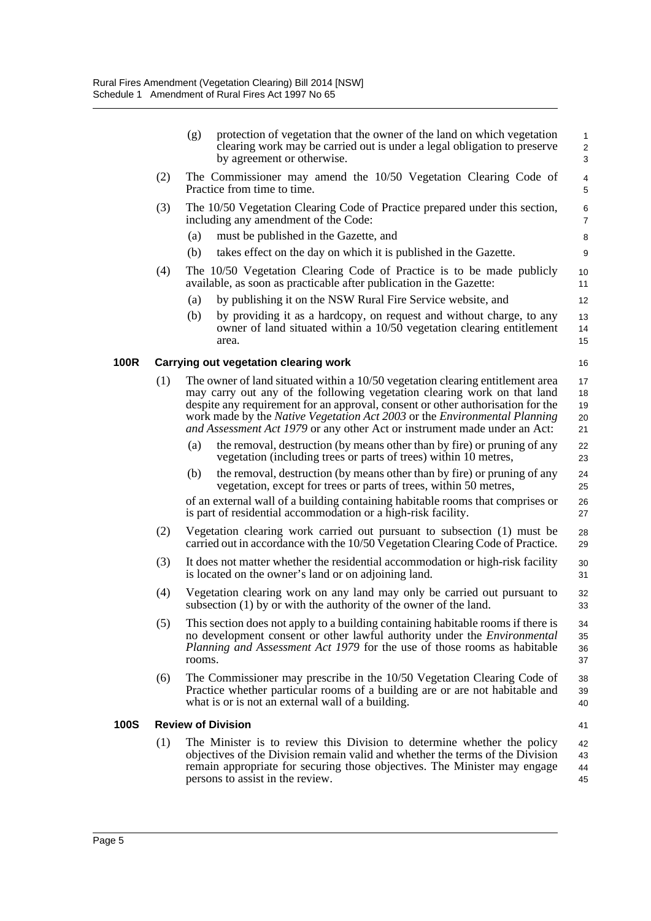(g) protection of vegetation that the owner of the land on which vegetation clearing work may be carried out is under a legal obligation to preserve by agreement or otherwise.

(2) The Commissioner may amend the 10/50 Vegetation Clearing Code of Practice from time to time.

(3) The 10/50 Vegetation Clearing Code of Practice prepared under this section, including any amendment of the Code:

(a) must be published in the Gazette, and

(b) takes effect on the day on which it is published in the Gazette.

(4) The 10/50 Vegetation Clearing Code of Practice is to be made publicly available, as soon as practicable after publication in the Gazette:

(a) by publishing it on the NSW Rural Fire Service website, and

(b) by providing it as a hardcopy, on request and without charge, to any owner of land situated within a 10/50 vegetation clearing entitlement area.

### 100R Carrying out vegetation clearing work

(1) The owner of land situated within a 10/50 vegetation clearing entitlement area may carry out any of the following vegetation clearing work on that land despite any requirement for an approval, consent or other authorisation for the work made by the *Native Vegetation Act 2003* or the *Environmental Planning and Assessment Act 1979* or any other Act or instrument made under an Act:

(a) the removal, destruction (by means other than by fire) or pruning of any vegetation (including trees or parts of trees) within 10 metres,

(b) the removal, destruction (by means other than by fire) or pruning of any vegetation, except for trees or parts of trees, within 50 metres,

of an external wall of a building containing habitable rooms that comprises or is part of residential accommodation or a high-risk facility.

(2) Vegetation clearing work carried out pursuant to subsection (1) must be carried out in accordance with the 10/50 Vegetation Clearing Code of Practice.

(3) It does not matter whether the residential accommodation or high-risk facility is located on the owner's land or on adjoining land.

(4) Vegetation clearing work on any land may only be carried out pursuant to subsection (1) by or with the authority of the owner of the land.

(5) This section does not apply to a building containing habitable rooms if there is no development consent or other lawful authority under the *Environmental Planning and Assessment Act 1979* for the use of those rooms as habitable rooms.

(6) The Commissioner may prescribe in the 10/50 Vegetation Clearing Code of Practice whether particular rooms of a building are or are not habitable and what is or is not an external wall of a building.

### 100S Review of Division

(1) The Minister is to review this Division to determine whether the policy objectives of the Division remain valid and whether the terms of the Division remain appropriate for securing those objectives. The Minister may engage persons to assist in the review.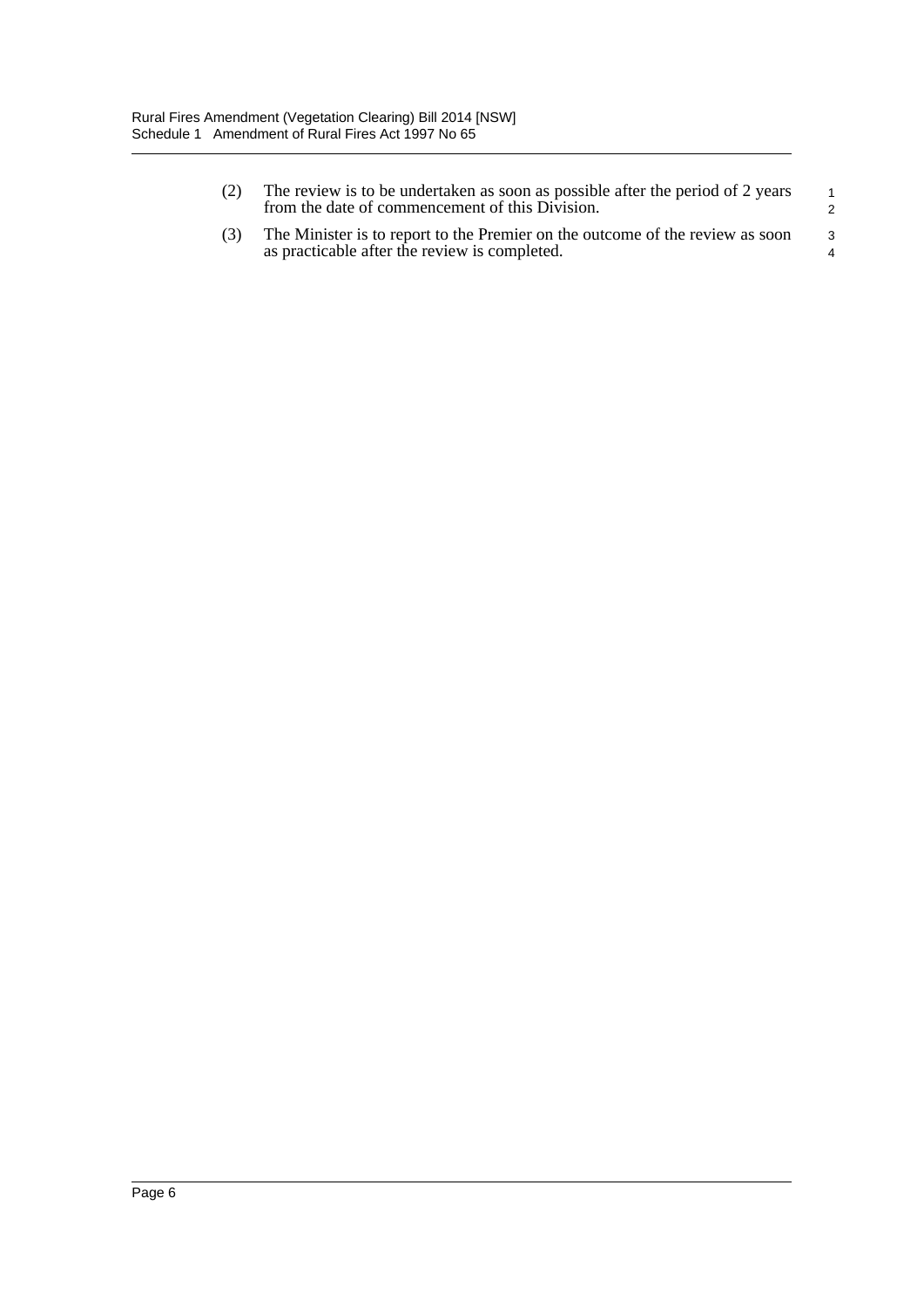(2) The review is to be undertaken as soon as possible after the period of 2 years from the date of commencement of this Division.

(3) The Minister is to report to the Premier on the outcome of the review as soon as practicable after the review is completed.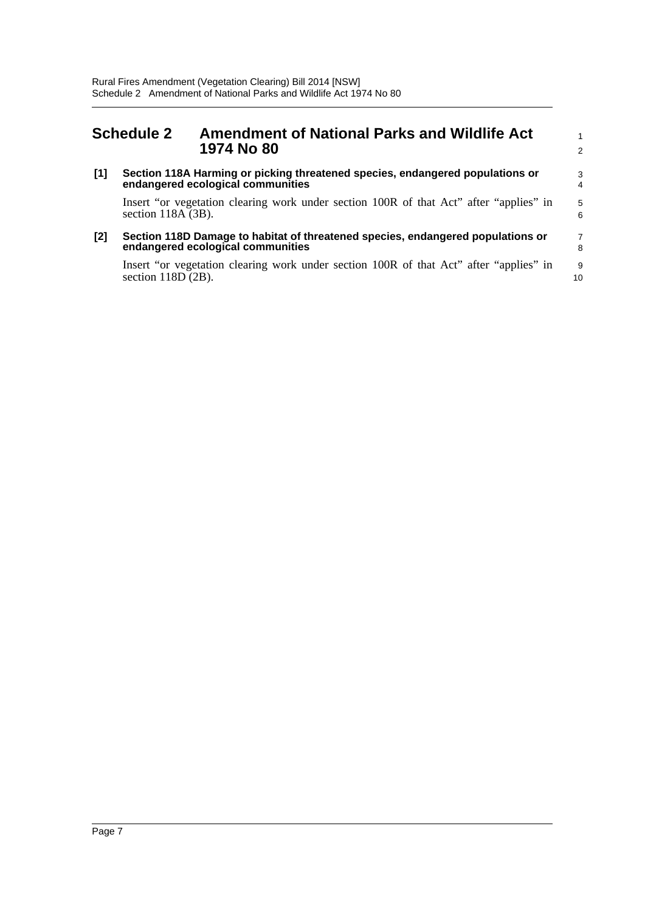## Schedule 2 Amendment of National Parks and Wildlife Act 1974 No 80

**[1] Section 118A Harming or picking threatened species, endangered populations or endangered ecological communities**

Insert "or vegetation clearing work under section 100R of that Act" after "applies" in section 118A (3B).

**[2] Section 118D Damage to habitat of threatened species, endangered populations or endangered ecological communities**

Insert "or vegetation clearing work under section 100R of that Act" after "applies" in section 118D (2B).